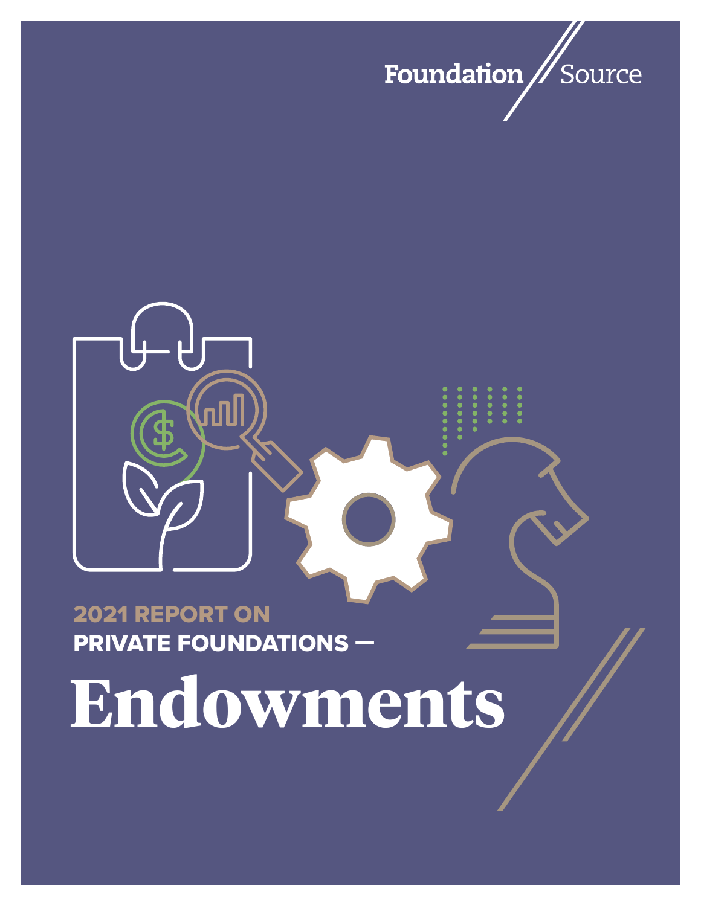Foundation Source

2021 REPORT ON
PRIVATE FOUNDATIONS —

# Endowments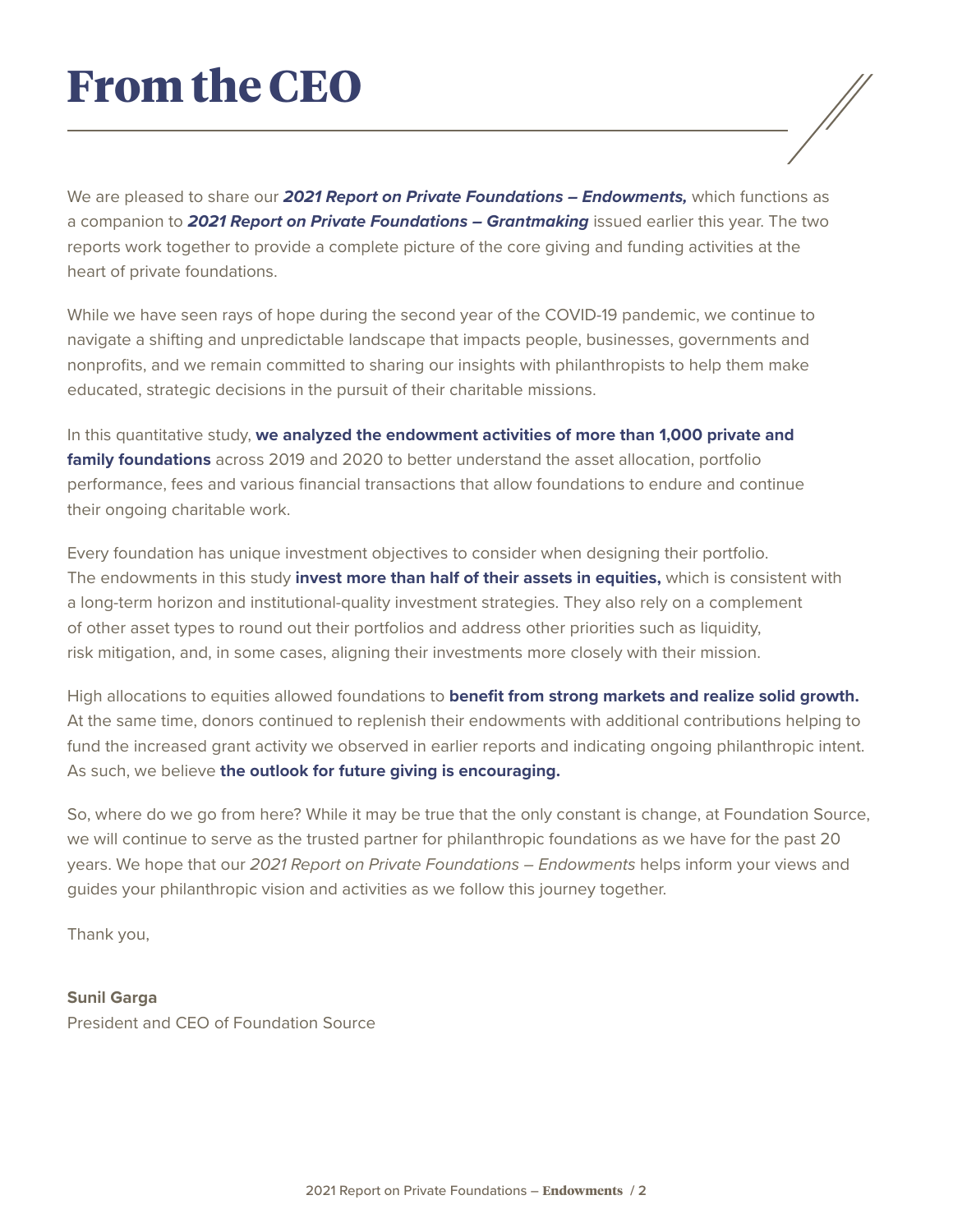# From the CEO

We are pleased to share our ***2021 Report on Private Foundations – Endowments,*** which functions as a companion to ***2021 Report on Private Foundations – Grantmaking*** issued earlier this year. The two reports work together to provide a complete picture of the core giving and funding activities at the heart of private foundations.

While we have seen rays of hope during the second year of the COVID-19 pandemic, we continue to navigate a shifting and unpredictable landscape that impacts people, businesses, governments and nonprofits, and we remain committed to sharing our insights with philanthropists to help them make educated, strategic decisions in the pursuit of their charitable missions.

In this quantitative study, **we analyzed the endowment activities of more than 1,000 private and family foundations** across 2019 and 2020 to better understand the asset allocation, portfolio performance, fees and various financial transactions that allow foundations to endure and continue their ongoing charitable work.

Every foundation has unique investment objectives to consider when designing their portfolio. The endowments in this study **invest more than half of their assets in equities,** which is consistent with a long-term horizon and institutional-quality investment strategies. They also rely on a complement of other asset types to round out their portfolios and address other priorities such as liquidity, risk mitigation, and, in some cases, aligning their investments more closely with their mission.

High allocations to equities allowed foundations to **benefit from strong markets and realize solid growth.** At the same time, donors continued to replenish their endowments with additional contributions helping to fund the increased grant activity we observed in earlier reports and indicating ongoing philanthropic intent. As such, we believe **the outlook for future giving is encouraging.**

So, where do we go from here? While it may be true that the only constant is change, at Foundation Source, we will continue to serve as the trusted partner for philanthropic foundations as we have for the past 20 years. We hope that our *2021 Report on Private Foundations – Endowments* helps inform your views and guides your philanthropic vision and activities as we follow this journey together.

Thank you,

**Sunil Garga**
President and CEO of Foundation Source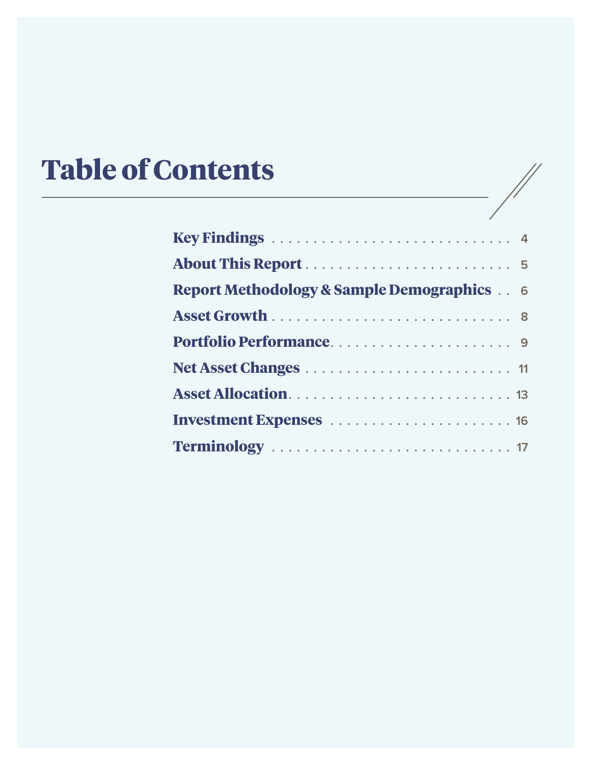# Table of Contents

- **Key Findings** . . . . . . . . . . . . . . . . . . . . . . . . . . . . 4
- **About This Report** . . . . . . . . . . . . . . . . . . . . . . . . . 5
- **Report Methodology & Sample Demographics** . . 6
- **Asset Growth** . . . . . . . . . . . . . . . . . . . . . . . . . . . . 8
- **Portfolio Performance** . . . . . . . . . . . . . . . . . . . . . . 9
- **Net Asset Changes** . . . . . . . . . . . . . . . . . . . . . . . . 11
- **Asset Allocation** . . . . . . . . . . . . . . . . . . . . . . . . . . 13
- **Investment Expenses** . . . . . . . . . . . . . . . . . . . . . . 16
- **Terminology** . . . . . . . . . . . . . . . . . . . . . . . . . . . . 17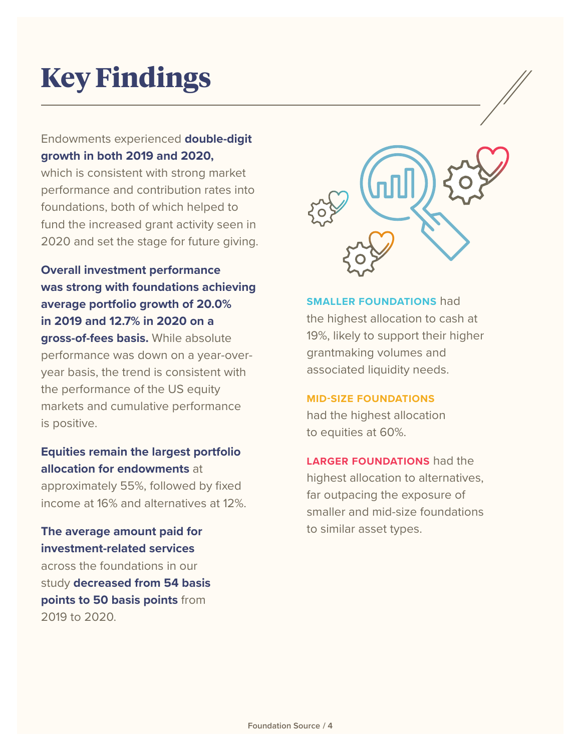# Key Findings

Endowments experienced **double-digit growth in both 2019 and 2020,** which is consistent with strong market performance and contribution rates into foundations, both of which helped to fund the increased grant activity seen in 2020 and set the stage for future giving.

**Overall investment performance was strong with foundations achieving average portfolio growth of 20.0% in 2019 and 12.7% in 2020 on a gross-of-fees basis.** While absolute performance was down on a year-over-year basis, the trend is consistent with the performance of the US equity markets and cumulative performance is positive.

**Equities remain the largest portfolio allocation for endowments** at approximately 55%, followed by fixed income at 16% and alternatives at 12%.

**The average amount paid for investment-related services** across the foundations in our study **decreased from 54 basis points to 50 basis points** from 2019 to 2020.

**SMALLER FOUNDATIONS** had the highest allocation to cash at 19%, likely to support their higher grantmaking volumes and associated liquidity needs.

**MID-SIZE FOUNDATIONS** had the highest allocation to equities at 60%.

**LARGER FOUNDATIONS** had the highest allocation to alternatives, far outpacing the exposure of smaller and mid-size foundations to similar asset types.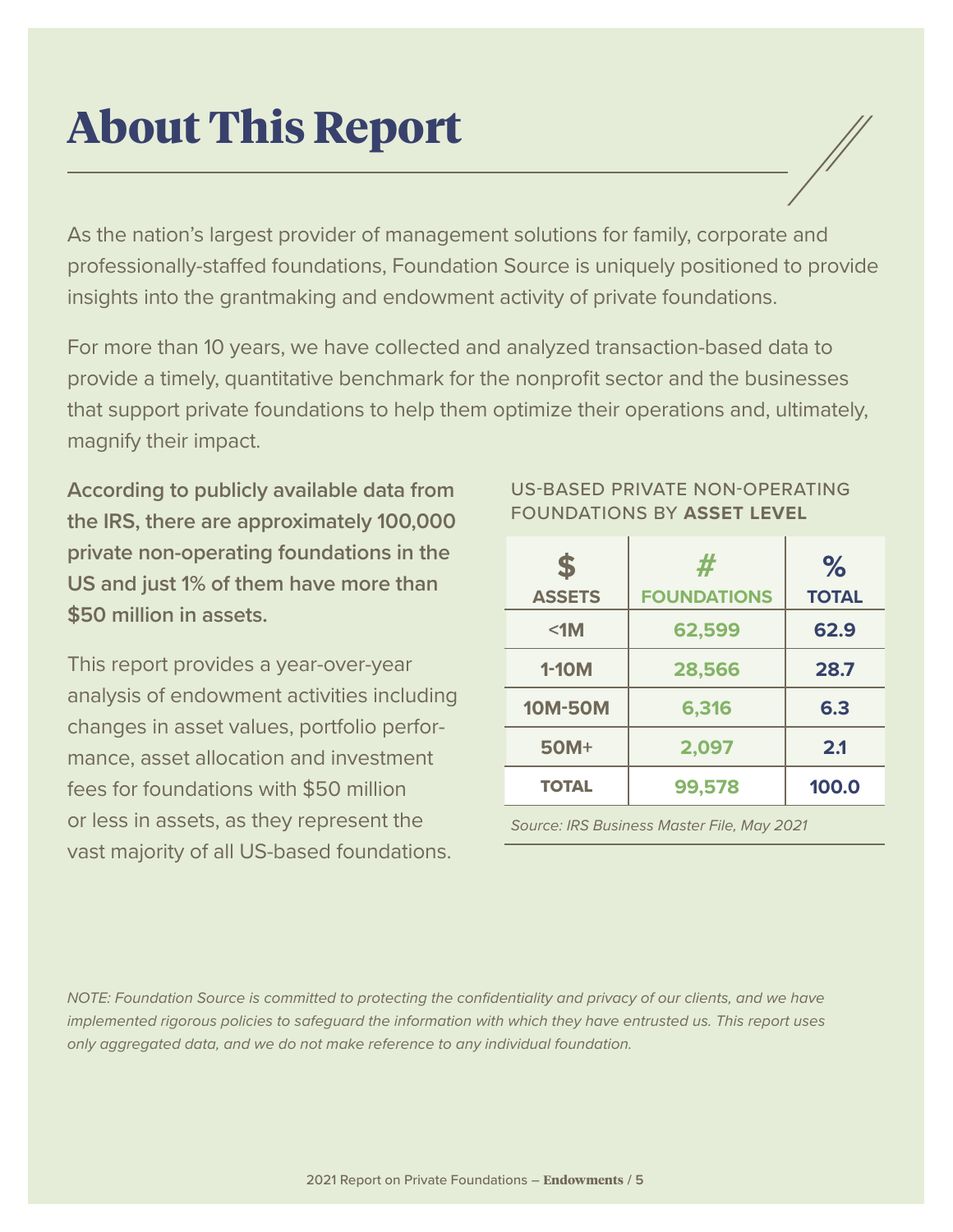# About This Report

As the nation's largest provider of management solutions for family, corporate and professionally-staffed foundations, Foundation Source is uniquely positioned to provide insights into the grantmaking and endowment activity of private foundations.

For more than 10 years, we have collected and analyzed transaction-based data to provide a timely, quantitative benchmark for the nonprofit sector and the businesses that support private foundations to help them optimize their operations and, ultimately, magnify their impact.

**According to publicly available data from the IRS, there are approximately 100,000 private non-operating foundations in the US and just 1% of them have more than $50 million in assets.**

This report provides a year-over-year analysis of endowment activities including changes in asset values, portfolio performance, asset allocation and investment fees for foundations with $50 million or less in assets, as they represent the vast majority of all US-based foundations.

US-BASED PRIVATE NON-OPERATING FOUNDATIONS BY **ASSET LEVEL**

| $ ASSETS | # FOUNDATIONS | % TOTAL |
|---|---|---|
| <1M | 62,599 | 62.9 |
| 1-10M | 28,566 | 28.7 |
| 10M-50M | 6,316 | 6.3 |
| 50M+ | 2,097 | 2.1 |
| TOTAL | 99,578 | 100.0 |

*Source: IRS Business Master File, May 2021*

*NOTE: Foundation Source is committed to protecting the confidentiality and privacy of our clients, and we have implemented rigorous policies to safeguard the information with which they have entrusted us. This report uses only aggregated data, and we do not make reference to any individual foundation.*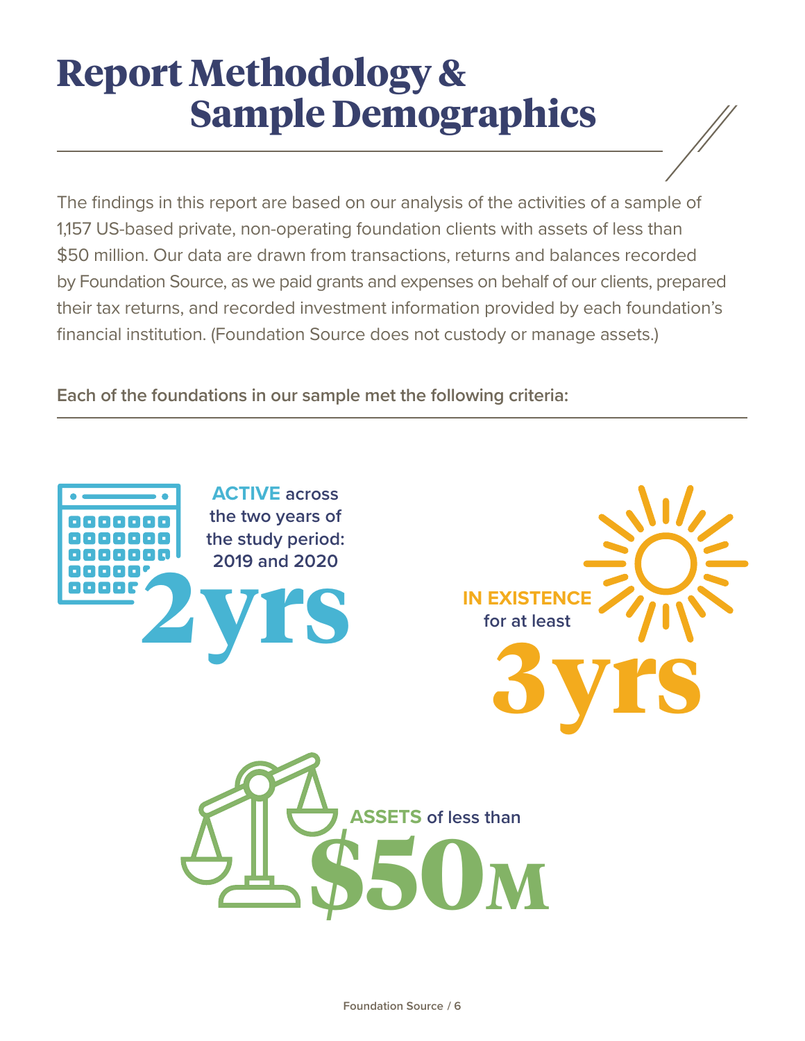# Report Methodology & Sample Demographics

The findings in this report are based on our analysis of the activities of a sample of 1,157 US-based private, non-operating foundation clients with assets of less than $50 million. Our data are drawn from transactions, returns and balances recorded by Foundation Source, as we paid grants and expenses on behalf of our clients, prepared their tax returns, and recorded investment information provided by each foundation's financial institution. (Foundation Source does not custody or manage assets.)

**Each of the foundations in our sample met the following criteria:**

**ACTIVE** across the two years of the study period: 2019 and 2020

**2yrs**

**IN EXISTENCE** for at least

**3yrs**

**ASSETS** of less than

**$50M**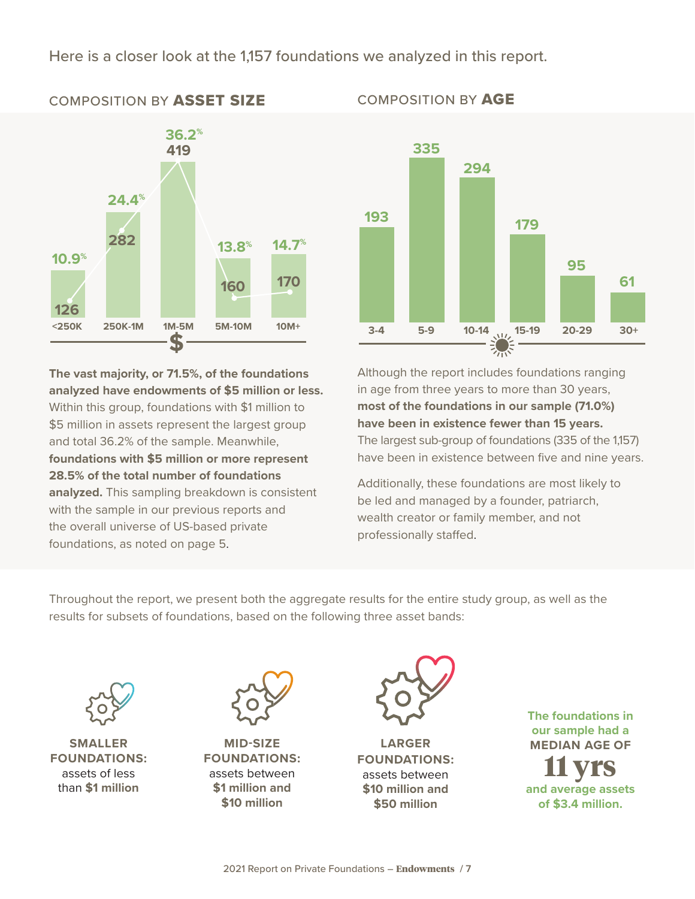Here is a closer look at the 1,157 foundations we analyzed in this report.

## COMPOSITION BY **ASSET SIZE**

| Asset size | Number | Percent |
|---|---|---|
| <250K | 126 | 10.9% |
| 250K-1M | 282 | 24.4% |
| 1M-5M | 419 | 36.2% |
| 5M-10M | 160 | 13.8% |
| 10M+ | 170 | 14.7% |

**The vast majority, or 71.5%, of the foundations analyzed have endowments of $5 million or less.** Within this group, foundations with $1 million to $5 million in assets represent the largest group and total 36.2% of the sample. Meanwhile, **foundations with $5 million or more represent 28.5% of the total number of foundations analyzed.** This sampling breakdown is consistent with the sample in our previous reports and the overall universe of US-based private foundations, as noted on page 5.

## COMPOSITION BY **AGE**

| Age | Number |
|---|---|
| 3-4 | 193 |
| 5-9 | 335 |
| 10-14 | 294 |
| 15-19 | 179 |
| 20-29 | 95 |
| 30+ | 61 |

Although the report includes foundations ranging in age from three years to more than 30 years, **most of the foundations in our sample (71.0%) have been in existence fewer than 15 years.** The largest sub-group of foundations (335 of the 1,157) have been in existence between five and nine years.

Additionally, these foundations are most likely to be led and managed by a founder, patriarch, wealth creator or family member, and not professionally staffed.

Throughout the report, we present both the aggregate results for the entire study group, as well as the results for subsets of foundations, based on the following three asset bands:

**SMALLER FOUNDATIONS:** assets of less than **$1 million**

**MID-SIZE FOUNDATIONS:** assets between **$1 million and $10 million**

**LARGER FOUNDATIONS:** assets between **$10 million and $50 million**

**The foundations in our sample had a MEDIAN AGE OF 11 yrs and average assets of $3.4 million.**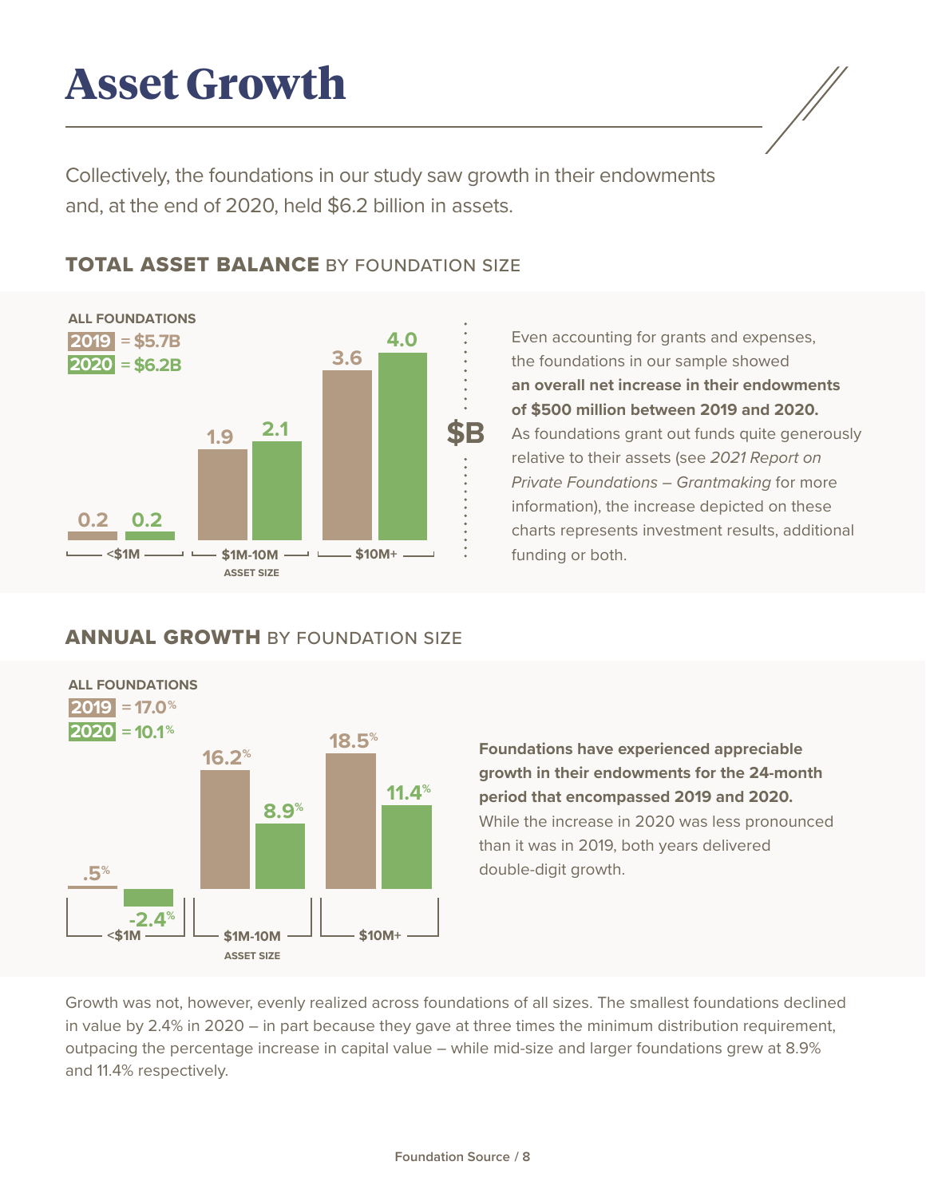# Asset Growth

Collectively, the foundations in our study saw growth in their endowments and, at the end of 2020, held $6.2 billion in assets.

## TOTAL ASSET BALANCE BY FOUNDATION SIZE

ALL FOUNDATIONS
2019 = $5.7B
2020 = $6.2B

| Asset Size | 2019 ($B) | 2020 ($B) |
|---|---|---|
| <$1M | 0.2 | 0.2 |
| $1M-10M | 1.9 | 2.1 |
| $10M+ | 3.6 | 4.0 |

Even accounting for grants and expenses, the foundations in our sample showed **an overall net increase in their endowments of $500 million between 2019 and 2020.** As foundations grant out funds quite generously relative to their assets (see *2021 Report on Private Foundations – Grantmaking* for more information), the increase depicted on these charts represents investment results, additional funding or both.

## ANNUAL GROWTH BY FOUNDATION SIZE

ALL FOUNDATIONS
2019 = 17.0%
2020 = 10.1%

| Asset Size | 2019 | 2020 |
|---|---|---|
| <$1M | .5% | -2.4% |
| $1M-10M | 16.2% | 8.9% |
| $10M+ | 18.5% | 11.4% |

**Foundations have experienced appreciable growth in their endowments for the 24-month period that encompassed 2019 and 2020.** While the increase in 2020 was less pronounced than it was in 2019, both years delivered double-digit growth.

Growth was not, however, evenly realized across foundations of all sizes. The smallest foundations declined in value by 2.4% in 2020 – in part because they gave at three times the minimum distribution requirement, outpacing the percentage increase in capital value – while mid-size and larger foundations grew at 8.9% and 11.4% respectively.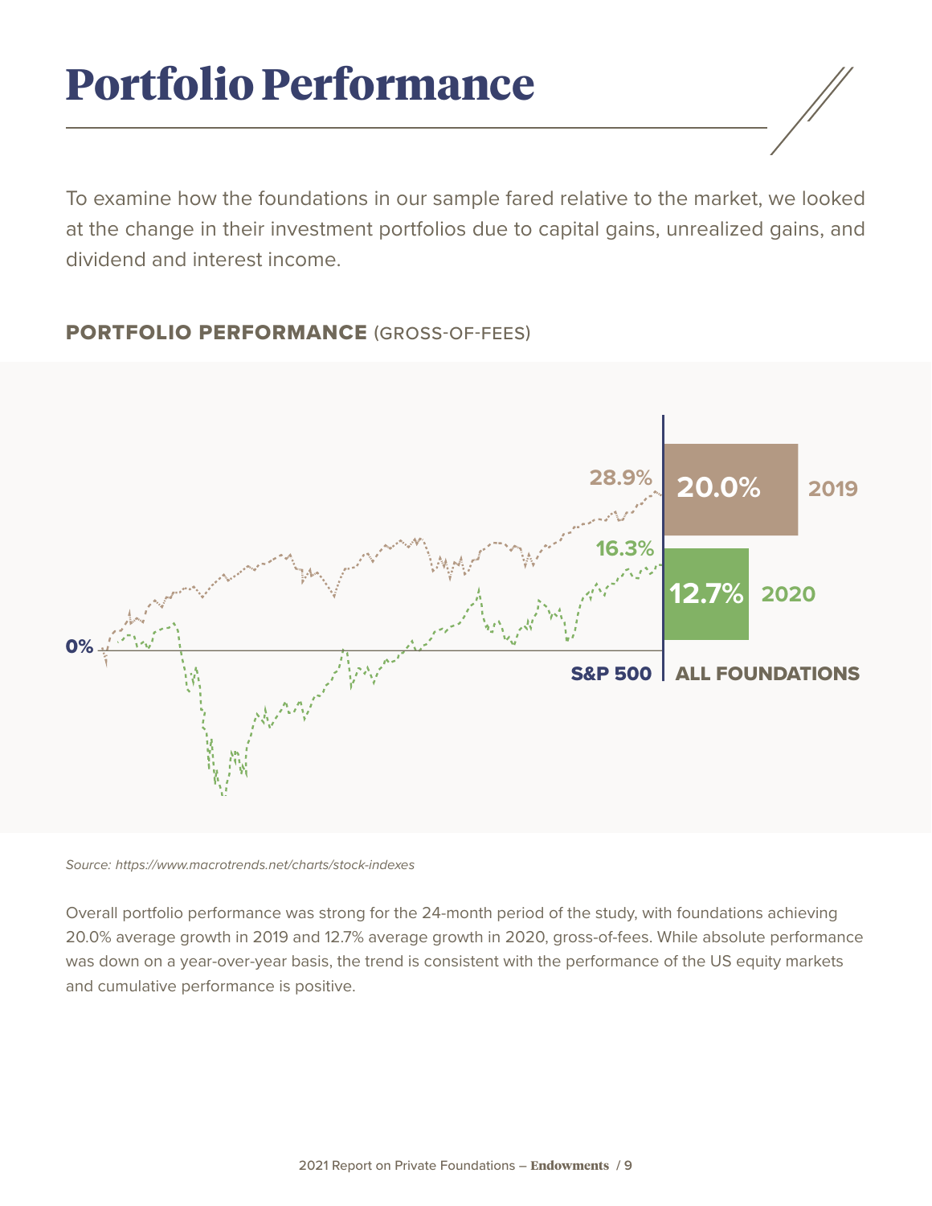# Portfolio Performance

To examine how the foundations in our sample fared relative to the market, we looked at the change in their investment portfolios due to capital gains, unrealized gains, and dividend and interest income.

## PORTFOLIO PERFORMANCE (GROSS-OF-FEES)

| | S&P 500 | ALL FOUNDATIONS |
|---|---|---|
| 2019 | 28.9% | 20.0% |
| 2020 | 16.3% | 12.7% |

*Source: https://www.macrotrends.net/charts/stock-indexes*

Overall portfolio performance was strong for the 24-month period of the study, with foundations achieving 20.0% average growth in 2019 and 12.7% average growth in 2020, gross-of-fees. While absolute performance was down on a year-over-year basis, the trend is consistent with the performance of the US equity markets and cumulative performance is positive.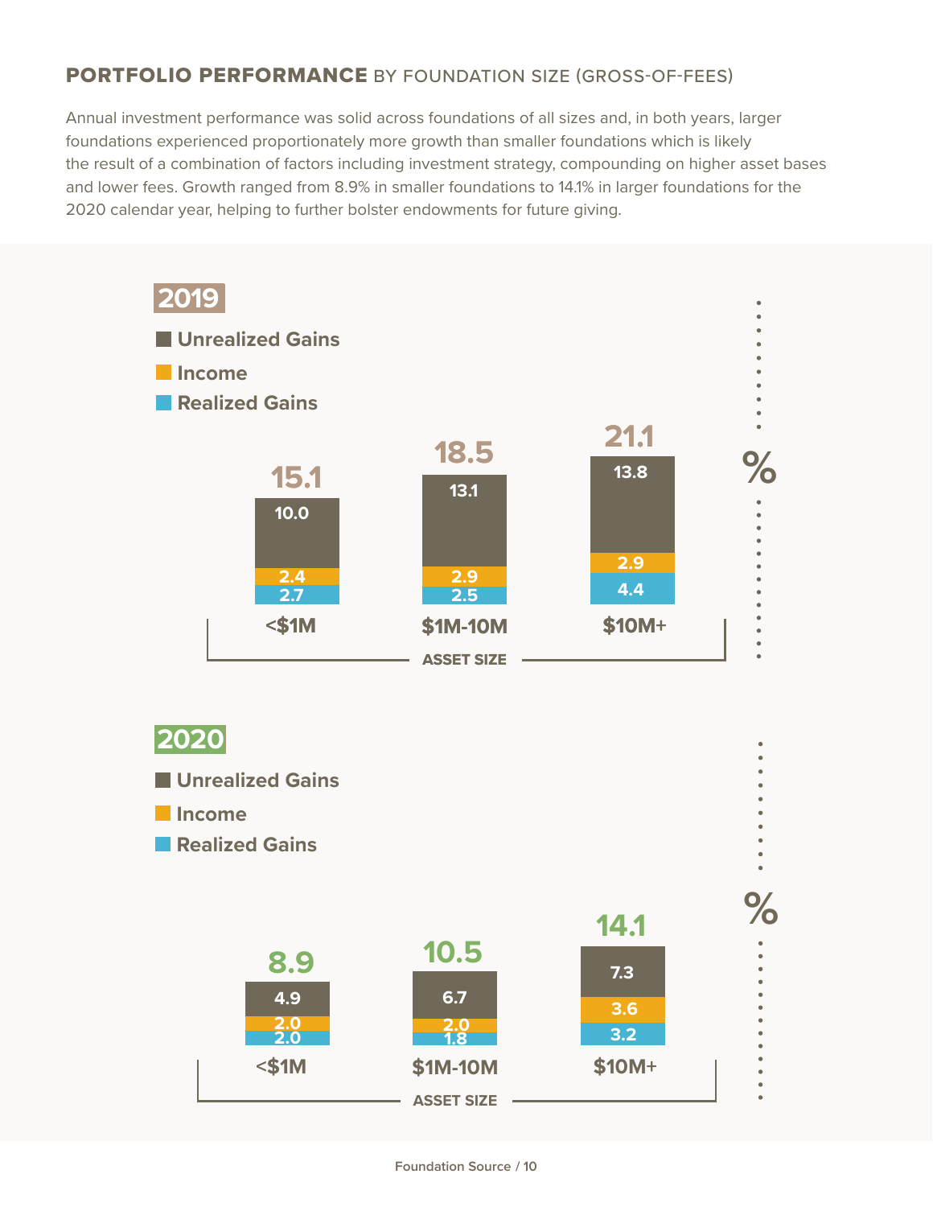## **PORTFOLIO PERFORMANCE** BY FOUNDATION SIZE (GROSS-OF-FEES)

Annual investment performance was solid across foundations of all sizes and, in both years, larger foundations experienced proportionately more growth than smaller foundations which is likely the result of a combination of factors including investment strategy, compounding on higher asset bases and lower fees. Growth ranged from 8.9% in smaller foundations to 14.1% in larger foundations for the 2020 calendar year, helping to further bolster endowments for future giving.

### 2019

| Asset Size | Unrealized Gains (%) | Income (%) | Realized Gains (%) | Total (%) |
|---|---|---|---|---|
| <$1M | 10.0 | 2.4 | 2.7 | 15.1 |
| $1M-10M | 13.1 | 2.9 | 2.5 | 18.5 |
| $10M+ | 13.8 | 2.9 | 4.4 | 21.1 |

### 2020

| Asset Size | Unrealized Gains (%) | Income (%) | Realized Gains (%) | Total (%) |
|---|---|---|---|---|
| <$1M | 4.9 | 2.0 | 2.0 | 8.9 |
| $1M-10M | 6.7 | 2.0 | 1.8 | 10.5 |
| $10M+ | 7.3 | 3.6 | 3.2 | 14.1 |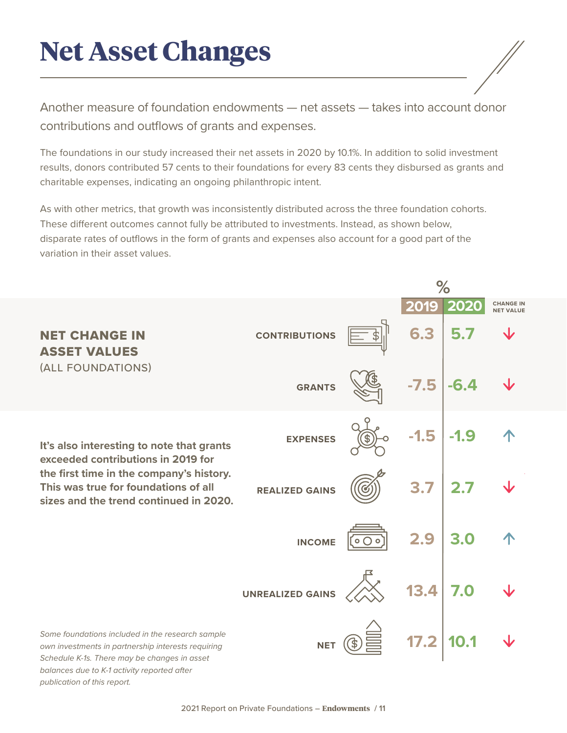# Net Asset Changes

Another measure of foundation endowments — net assets — takes into account donor contributions and outflows of grants and expenses.

The foundations in our study increased their net assets in 2020 by 10.1%. In addition to solid investment results, donors contributed 57 cents to their foundations for every 83 cents they disbursed as grants and charitable expenses, indicating an ongoing philanthropic intent.

As with other metrics, that growth was inconsistently distributed across the three foundation cohorts. These different outcomes cannot fully be attributed to investments. Instead, as shown below, disparate rates of outflows in the form of grants and expenses also account for a good part of the variation in their asset values.

**NET CHANGE IN ASSET VALUES**
(ALL FOUNDATIONS)

| | % 2019 | % 2020 | CHANGE IN NET VALUE |
|---|---|---|---|
| CONTRIBUTIONS | 6.3 | 5.7 | ↓ |
| GRANTS | -7.5 | -6.4 | ↓ |
| EXPENSES | -1.5 | -1.9 | ↑ |
| REALIZED GAINS | 3.7 | 2.7 | ↓ |
| INCOME | 2.9 | 3.0 | ↑ |
| UNREALIZED GAINS | 13.4 | 7.0 | ↓ |
| NET | 17.2 | 10.1 | ↓ |

**It's also interesting to note that grants exceeded contributions in 2019 for the first time in the company's history. This was true for foundations of all sizes and the trend continued in 2020.**

*Some foundations included in the research sample own investments in partnership interests requiring Schedule K-1s. There may be changes in asset balances due to K-1 activity reported after publication of this report.*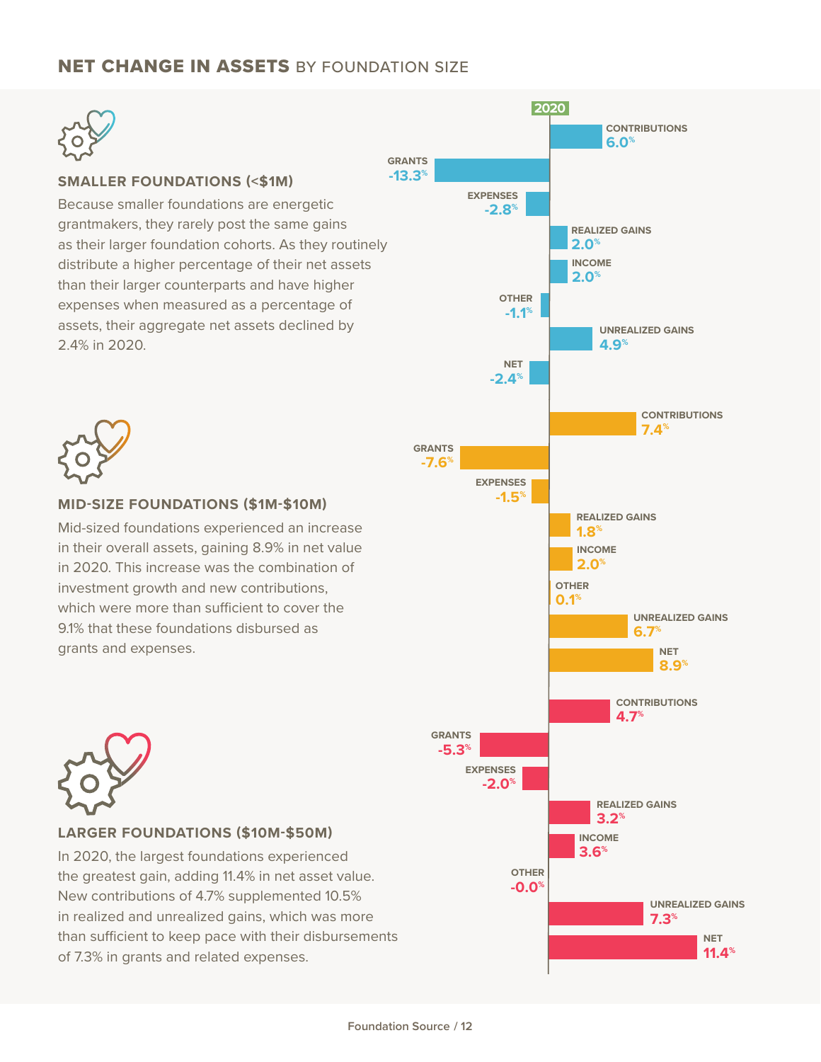## NET CHANGE IN ASSETS BY FOUNDATION SIZE

### SMALLER FOUNDATIONS (<$1M)

Because smaller foundations are energetic grantmakers, they rarely post the same gains as their larger foundation cohorts. As they routinely distribute a higher percentage of their net assets than their larger counterparts and have higher expenses when measured as a percentage of assets, their aggregate net assets declined by 2.4% in 2020.

### MID-SIZE FOUNDATIONS ($1M-$10M)

Mid-sized foundations experienced an increase in their overall assets, gaining 8.9% in net value in 2020. This increase was the combination of investment growth and new contributions, which were more than sufficient to cover the 9.1% that these foundations disbursed as grants and expenses.

### LARGER FOUNDATIONS ($10M-$50M)

In 2020, the largest foundations experienced the greatest gain, adding 11.4% in net asset value. New contributions of 4.7% supplemented 10.5% in realized and unrealized gains, which was more than sufficient to keep pace with their disbursements of 7.3% in grants and related expenses.

**2020**

| | Smaller Foundations (<$1M) | Mid-Size Foundations ($1M-$10M) | Larger Foundations ($10M-$50M) |
|---|---|---|---|
| CONTRIBUTIONS | 6.0% | 7.4% | 4.7% |
| GRANTS | -13.3% | -7.6% | -5.3% |
| EXPENSES | -2.8% | -1.5% | -2.0% |
| REALIZED GAINS | 2.0% | 1.8% | 3.2% |
| INCOME | 2.0% | 2.0% | 3.6% |
| OTHER | -1.1% | 0.1% | -0.0% |
| UNREALIZED GAINS | 4.9% | 6.7% | 7.3% |
| NET | -2.4% | 8.9% | 11.4% |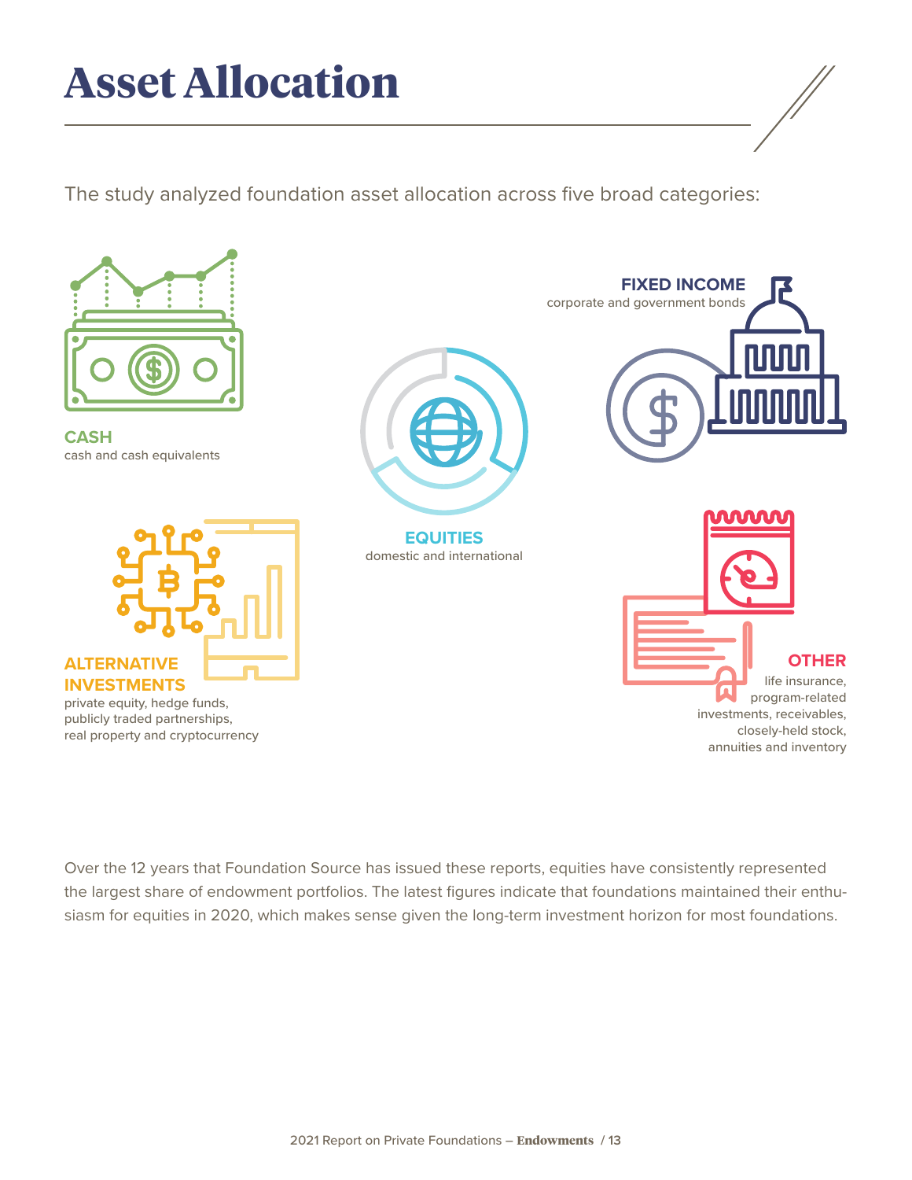# Asset Allocation

The study analyzed foundation asset allocation across five broad categories:

**CASH**
cash and cash equivalents

**EQUITIES**
domestic and international

**FIXED INCOME**
corporate and government bonds

**ALTERNATIVE INVESTMENTS**
private equity, hedge funds, publicly traded partnerships, real property and cryptocurrency

**OTHER**
life insurance, program-related investments, receivables, closely-held stock, annuities and inventory

Over the 12 years that Foundation Source has issued these reports, equities have consistently represented the largest share of endowment portfolios. The latest figures indicate that foundations maintained their enthusiasm for equities in 2020, which makes sense given the long-term investment horizon for most foundations.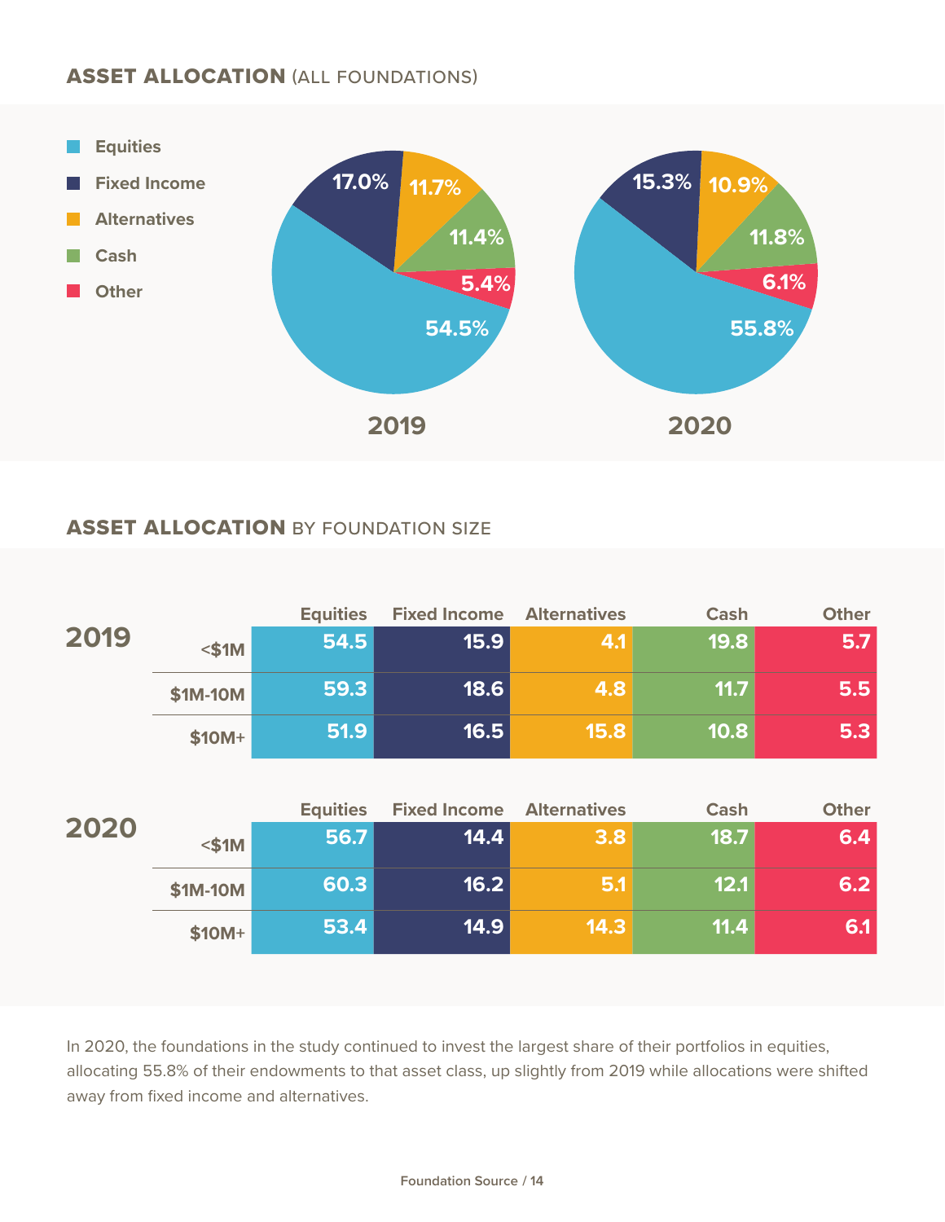## ASSET ALLOCATION (ALL FOUNDATIONS)

| Asset Class | 2019 | 2020 |
|---|---|---|
| Equities | 54.5% | 55.8% |
| Fixed Income | 17.0% | 15.3% |
| Alternatives | 11.7% | 10.9% |
| Cash | 11.4% | 11.8% |
| Other | 5.4% | 6.1% |

## ASSET ALLOCATION BY FOUNDATION SIZE

**2019**

| | Equities | Fixed Income | Alternatives | Cash | Other |
|---|---|---|---|---|---|
| <$1M | 54.5 | 15.9 | 4.1 | 19.8 | 5.7 |
| $1M-10M | 59.3 | 18.6 | 4.8 | 11.7 | 5.5 |
| $10M+ | 51.9 | 16.5 | 15.8 | 10.8 | 5.3 |

**2020**

| | Equities | Fixed Income | Alternatives | Cash | Other |
|---|---|---|---|---|---|
| <$1M | 56.7 | 14.4 | 3.8 | 18.7 | 6.4 |
| $1M-10M | 60.3 | 16.2 | 5.1 | 12.1 | 6.2 |
| $10M+ | 53.4 | 14.9 | 14.3 | 11.4 | 6.1 |

In 2020, the foundations in the study continued to invest the largest share of their portfolios in equities, allocating 55.8% of their endowments to that asset class, up slightly from 2019 while allocations were shifted away from fixed income and alternatives.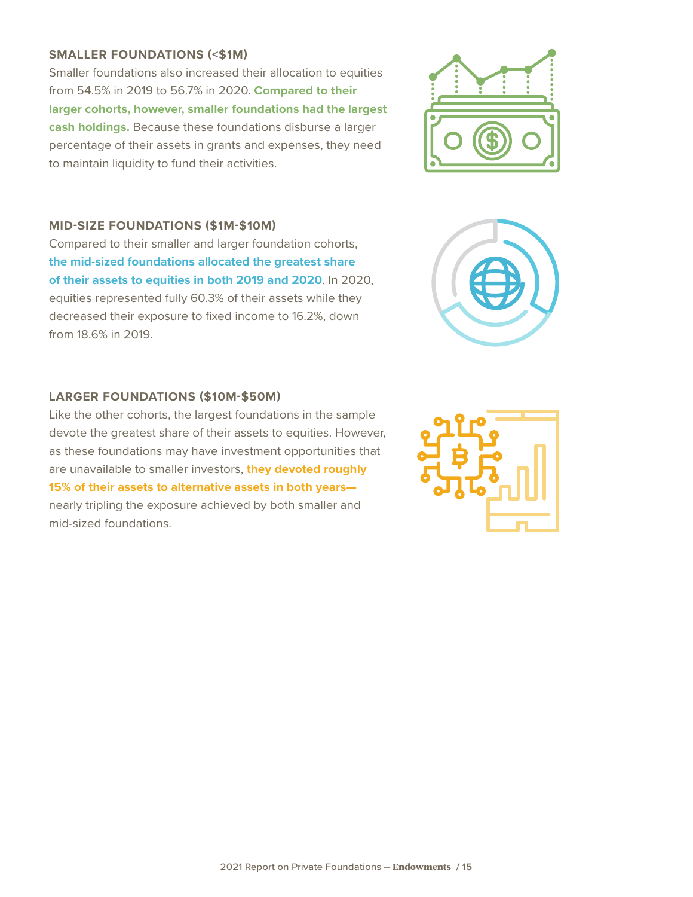### SMALLER FOUNDATIONS (<$1M)

Smaller foundations also increased their allocation to equities from 54.5% in 2019 to 56.7% in 2020. **Compared to their larger cohorts, however, smaller foundations had the largest cash holdings.** Because these foundations disburse a larger percentage of their assets in grants and expenses, they need to maintain liquidity to fund their activities.

### MID-SIZE FOUNDATIONS ($1M-$10M)

Compared to their smaller and larger foundation cohorts, **the mid-sized foundations allocated the greatest share of their assets to equities in both 2019 and 2020**. In 2020, equities represented fully 60.3% of their assets while they decreased their exposure to fixed income to 16.2%, down from 18.6% in 2019.

### LARGER FOUNDATIONS ($10M-$50M)

Like the other cohorts, the largest foundations in the sample devote the greatest share of their assets to equities. However, as these foundations may have investment opportunities that are unavailable to smaller investors, **they devoted roughly 15% of their assets to alternative assets in both years—** nearly tripling the exposure achieved by both smaller and mid-sized foundations.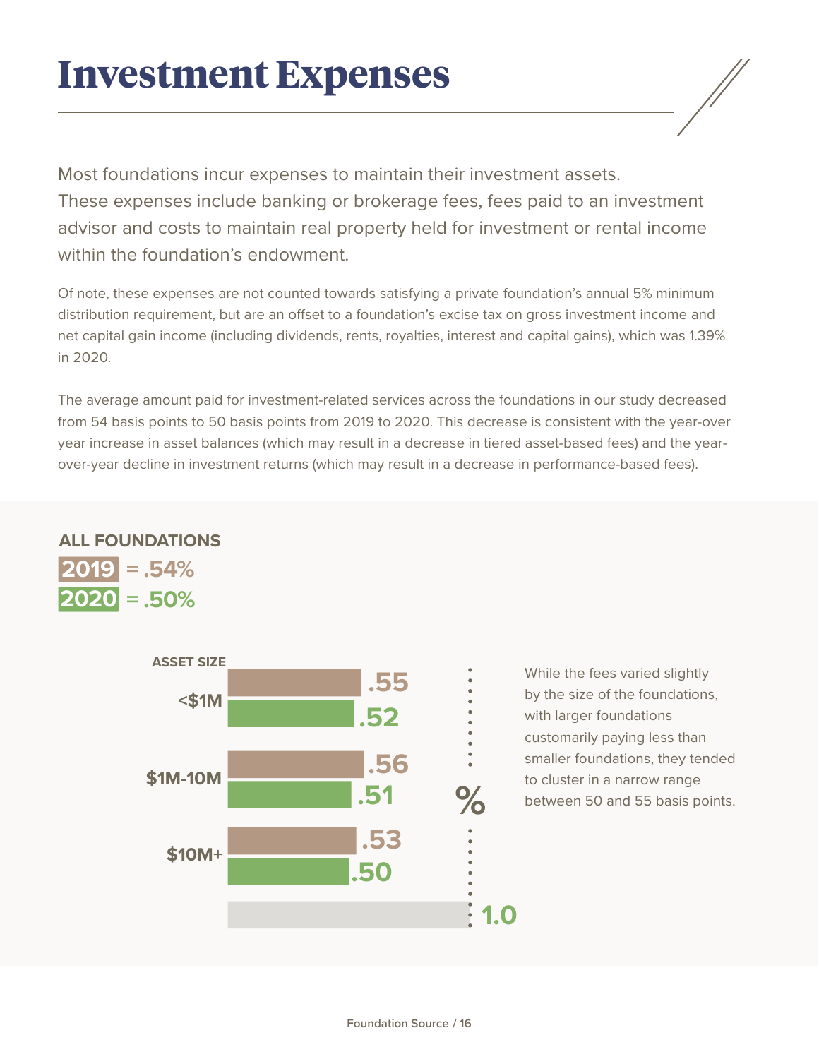# Investment Expenses

Most foundations incur expenses to maintain their investment assets. These expenses include banking or brokerage fees, fees paid to an investment advisor and costs to maintain real property held for investment or rental income within the foundation's endowment.

Of note, these expenses are not counted towards satisfying a private foundation's annual 5% minimum distribution requirement, but are an offset to a foundation's excise tax on gross investment income and net capital gain income (including dividends, rents, royalties, interest and capital gains), which was 1.39% in 2020.

The average amount paid for investment-related services across the foundations in our study decreased from 54 basis points to 50 basis points from 2019 to 2020. This decrease is consistent with the year-over year increase in asset balances (which may result in a decrease in tiered asset-based fees) and the year-over-year decline in investment returns (which may result in a decrease in performance-based fees).

**ALL FOUNDATIONS**

**2019** = .54%

**2020** = .50%

| ASSET SIZE | 2019 (%) | 2020 (%) |
|---|---|---|
| <$1M | .55 | .52 |
| $1M-10M | .56 | .51 |
| $10M+ | .53 | .50 |

While the fees varied slightly by the size of the foundations, with larger foundations customarily paying less than smaller foundations, they tended to cluster in a narrow range between 50 and 55 basis points.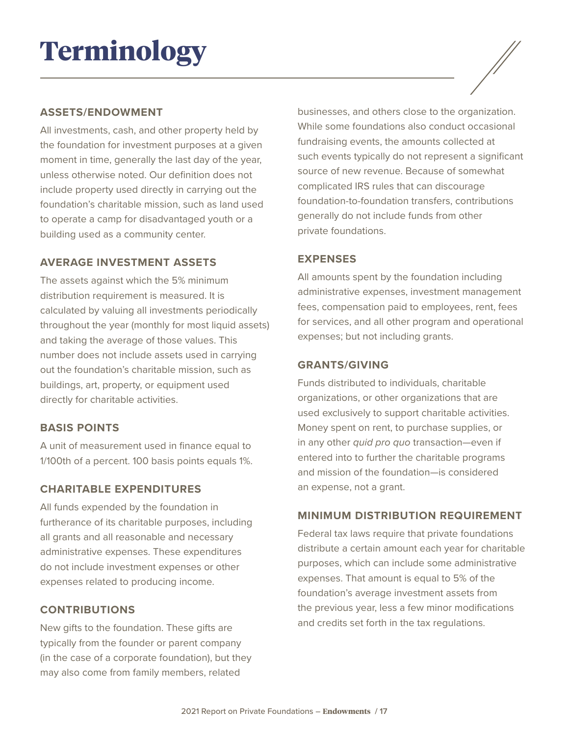# Terminology

### ASSETS/ENDOWMENT

All investments, cash, and other property held by the foundation for investment purposes at a given moment in time, generally the last day of the year, unless otherwise noted. Our definition does not include property used directly in carrying out the foundation's charitable mission, such as land used to operate a camp for disadvantaged youth or a building used as a community center.

### AVERAGE INVESTMENT ASSETS

The assets against which the 5% minimum distribution requirement is measured. It is calculated by valuing all investments periodically throughout the year (monthly for most liquid assets) and taking the average of those values. This number does not include assets used in carrying out the foundation's charitable mission, such as buildings, art, property, or equipment used directly for charitable activities.

### BASIS POINTS

A unit of measurement used in finance equal to 1/100th of a percent. 100 basis points equals 1%.

### CHARITABLE EXPENDITURES

All funds expended by the foundation in furtherance of its charitable purposes, including all grants and all reasonable and necessary administrative expenses. These expenditures do not include investment expenses or other expenses related to producing income.

### CONTRIBUTIONS

New gifts to the foundation. These gifts are typically from the founder or parent company (in the case of a corporate foundation), but they may also come from family members, related businesses, and others close to the organization. While some foundations also conduct occasional fundraising events, the amounts collected at such events typically do not represent a significant source of new revenue. Because of somewhat complicated IRS rules that can discourage foundation-to-foundation transfers, contributions generally do not include funds from other private foundations.

### EXPENSES

All amounts spent by the foundation including administrative expenses, investment management fees, compensation paid to employees, rent, fees for services, and all other program and operational expenses; but not including grants.

### GRANTS/GIVING

Funds distributed to individuals, charitable organizations, or other organizations that are used exclusively to support charitable activities. Money spent on rent, to purchase supplies, or in any other *quid pro quo* transaction—even if entered into to further the charitable programs and mission of the foundation—is considered an expense, not a grant.

### MINIMUM DISTRIBUTION REQUIREMENT

Federal tax laws require that private foundations distribute a certain amount each year for charitable purposes, which can include some administrative expenses. That amount is equal to 5% of the foundation's average investment assets from the previous year, less a few minor modifications and credits set forth in the tax regulations.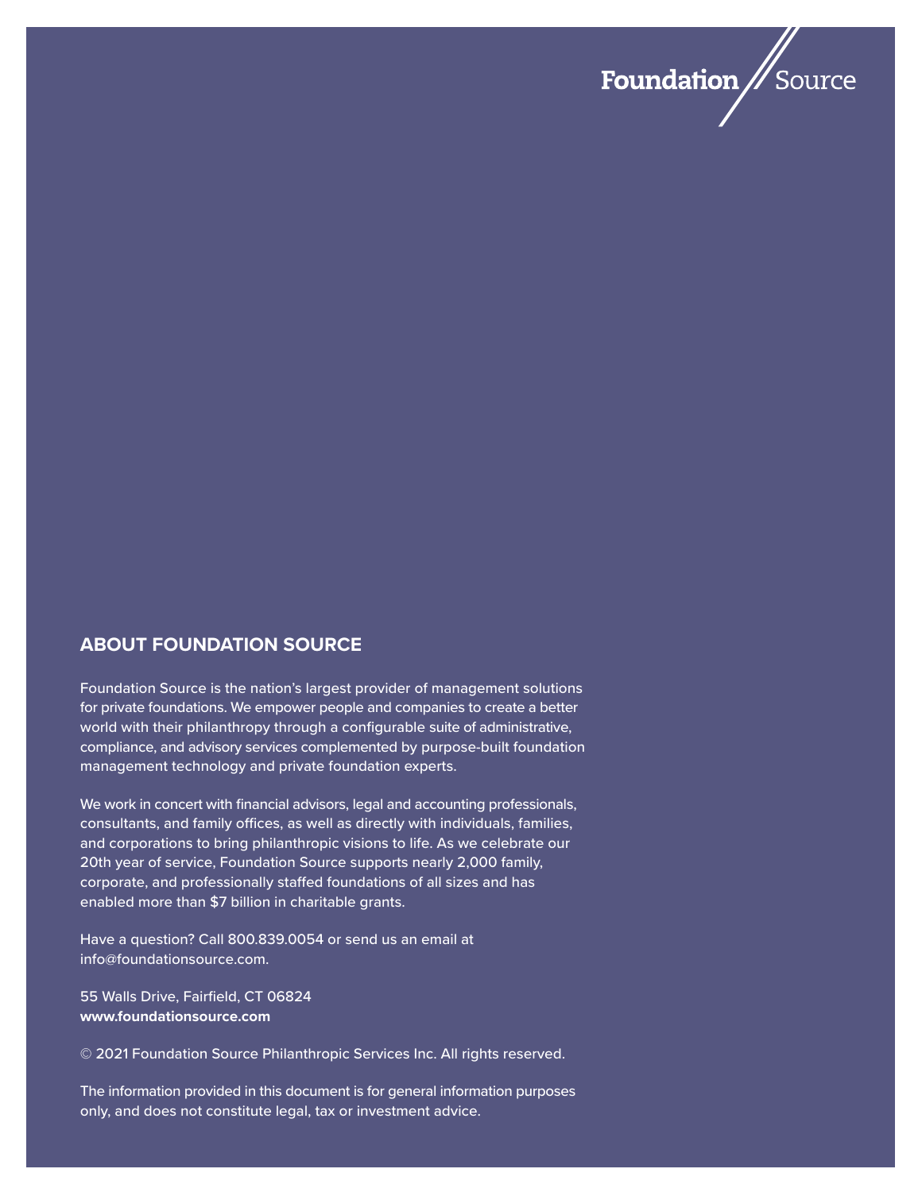Foundation Source

## ABOUT FOUNDATION SOURCE

Foundation Source is the nation's largest provider of management solutions for private foundations. We empower people and companies to create a better world with their philanthropy through a configurable suite of administrative, compliance, and advisory services complemented by purpose-built foundation management technology and private foundation experts.

We work in concert with financial advisors, legal and accounting professionals, consultants, and family offices, as well as directly with individuals, families, and corporations to bring philanthropic visions to life. As we celebrate our 20th year of service, Foundation Source supports nearly 2,000 family, corporate, and professionally staffed foundations of all sizes and has enabled more than $7 billion in charitable grants.

Have a question? Call 800.839.0054 or send us an email at info@foundationsource.com.

55 Walls Drive, Fairfield, CT 06824
**www.foundationsource.com**

© 2021 Foundation Source Philanthropic Services Inc. All rights reserved.

The information provided in this document is for general information purposes only, and does not constitute legal, tax or investment advice.